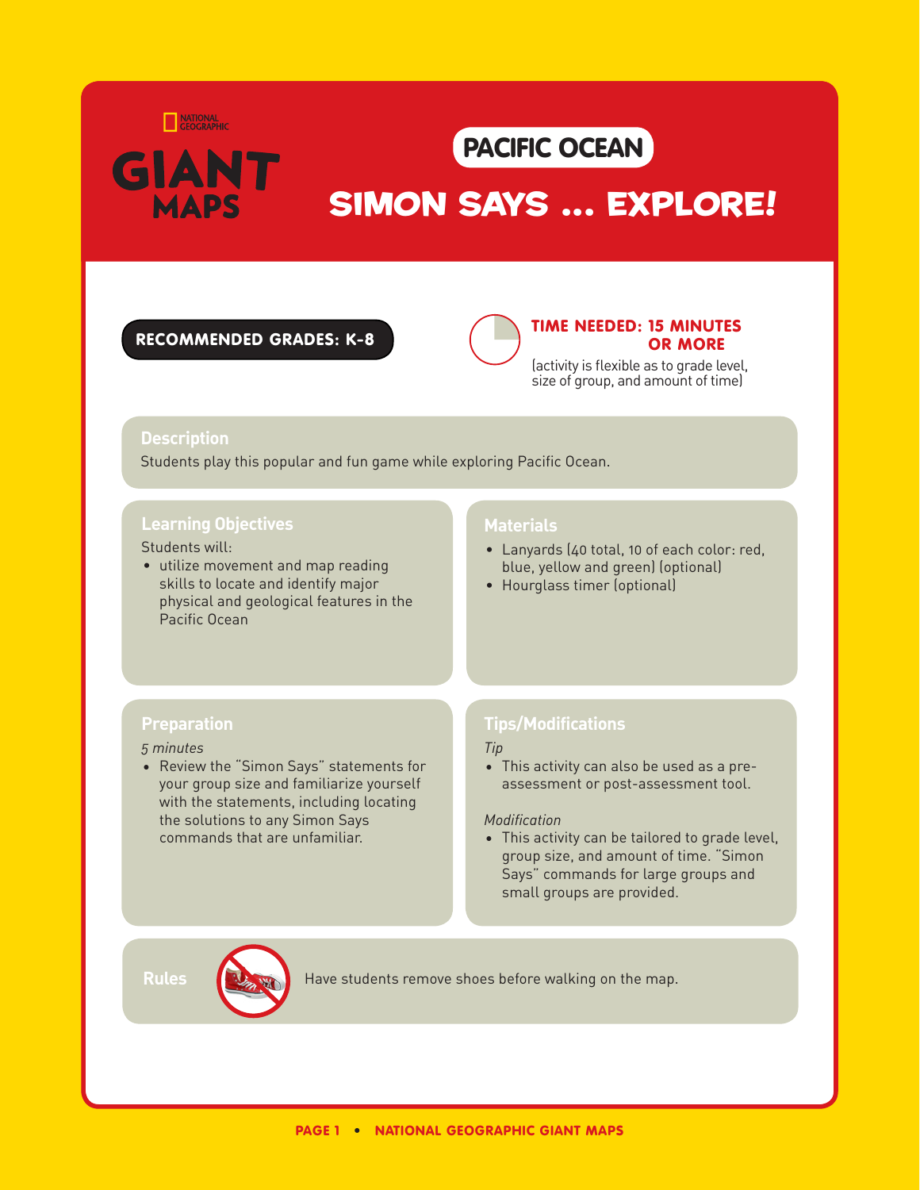NATIONAL GEOGRAPHIC

GIANT MAPS

# PACIFIC OCEAN

# SIMON SAYS ... EXPLORE!

**RECOMMENDED GRADES: K-8**

**TIME NEEDED: 15 MINUTES OR MORE**

(activity is flexible as to grade level, size of group, and amount of time)

## Description

Students play this popular and fun game while exploring Pacific Ocean.

## Learning Objectives

Students will:

- utilize movement and map reading skills to locate and identify major physical and geological features in the Pacific Ocean

## Materials

- Lanyards (40 total, 10 of each color: red, blue, yellow and green) (optional)
- Hourglass timer (optional)

## Preparation

*5 minutes*

- Review the "Simon Says" statements for your group size and familiarize yourself with the statements, including locating the solutions to any Simon Says commands that are unfamiliar.

## Tips/Modifications

*Tip*

- This activity can also be used as a pre-assessment or post-assessment tool.

*Modification*

- This activity can be tailored to grade level, group size, and amount of time. "Simon Says" commands for large groups and small groups are provided.

## Rules

Have students remove shoes before walking on the map.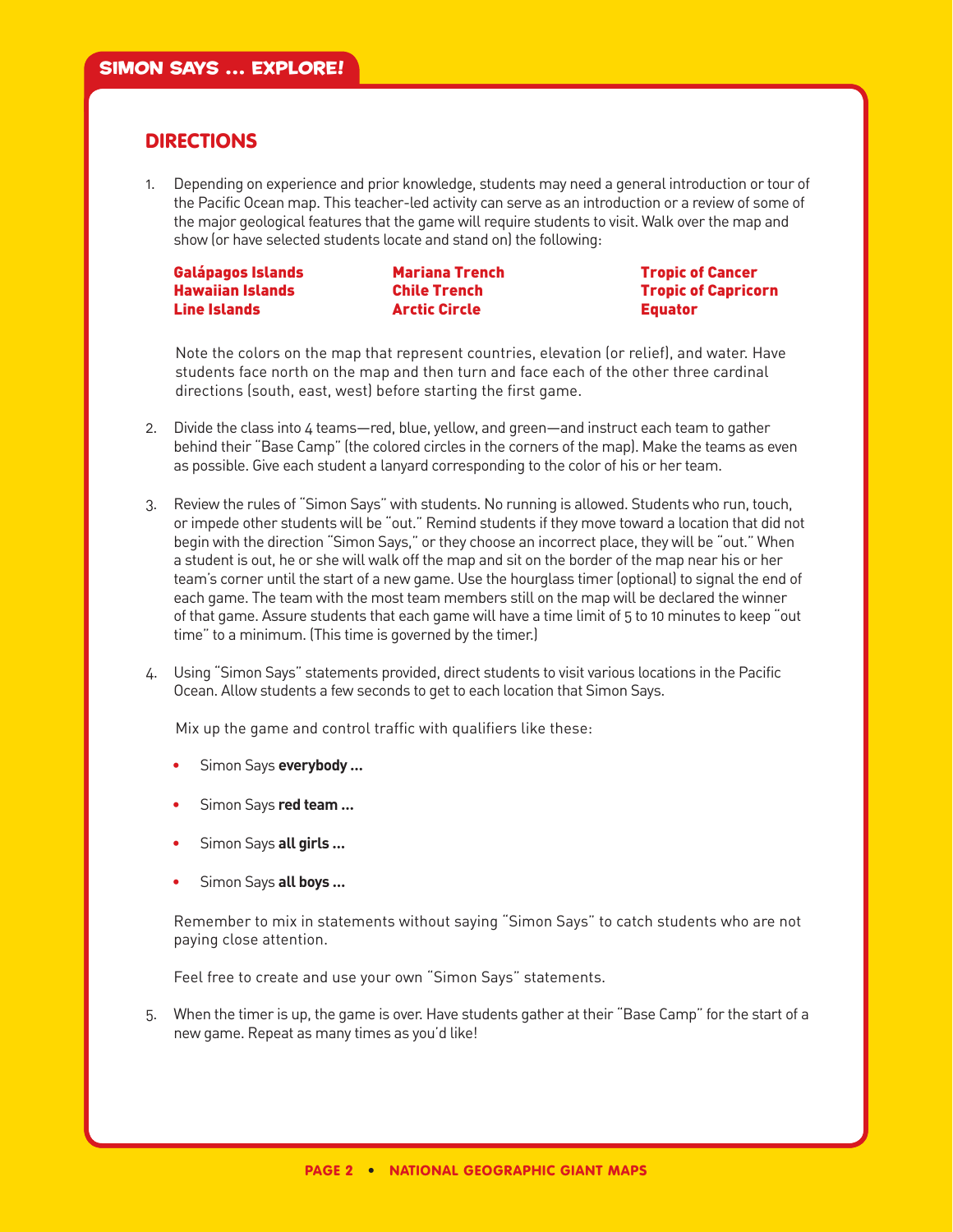## SIMON SAYS … EXPLORE!

### DIRECTIONS

1. Depending on experience and prior knowledge, students may need a general introduction or tour of the Pacific Ocean map. This teacher-led activity can serve as an introduction or a review of some of the major geological features that the game will require students to visit. Walk over the map and show (or have selected students locate and stand on) the following:

   **Galápagos Islands**
   **Hawaiian Islands**
   **Line Islands**
   **Mariana Trench**
   **Chile Trench**
   **Arctic Circle**
   **Tropic of Cancer**
   **Tropic of Capricorn**
   **Equator**

   Note the colors on the map that represent countries, elevation (or relief), and water. Have students face north on the map and then turn and face each of the other three cardinal directions (south, east, west) before starting the first game.

2. Divide the class into 4 teams—red, blue, yellow, and green—and instruct each team to gather behind their "Base Camp" (the colored circles in the corners of the map). Make the teams as even as possible. Give each student a lanyard corresponding to the color of his or her team.

3. Review the rules of "Simon Says" with students. No running is allowed. Students who run, touch, or impede other students will be "out." Remind students if they move toward a location that did not begin with the direction "Simon Says," or they choose an incorrect place, they will be "out." When a student is out, he or she will walk off the map and sit on the border of the map near his or her team's corner until the start of a new game. Use the hourglass timer (optional) to signal the end of each game. The team with the most team members still on the map will be declared the winner of that game. Assure students that each game will have a time limit of 5 to 10 minutes to keep "out time" to a minimum. (This time is governed by the timer.)

4. Using "Simon Says" statements provided, direct students to visit various locations in the Pacific Ocean. Allow students a few seconds to get to each location that Simon Says.

   Mix up the game and control traffic with qualifiers like these:

   - Simon Says **everybody …**
   - Simon Says **red team …**
   - Simon Says **all girls …**
   - Simon Says **all boys …**

   Remember to mix in statements without saying "Simon Says" to catch students who are not paying close attention.

   Feel free to create and use your own "Simon Says" statements.

5. When the timer is up, the game is over. Have students gather at their "Base Camp" for the start of a new game. Repeat as many times as you'd like!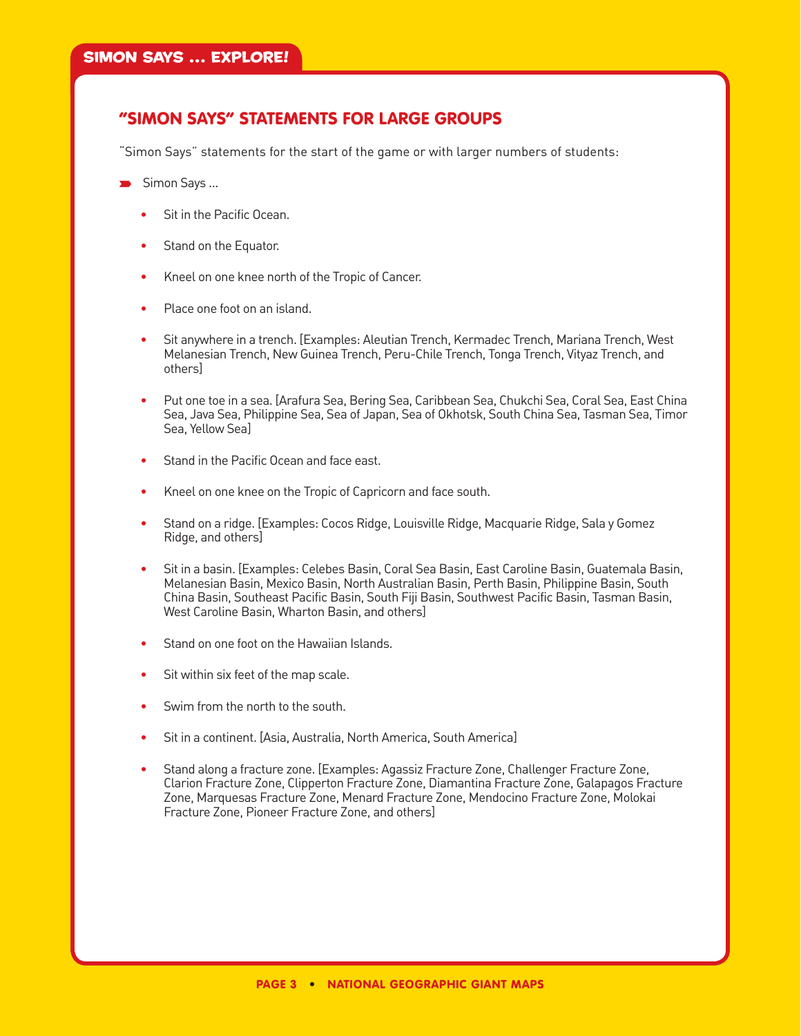**SIMON SAYS ... EXPLORE!**

## "SIMON SAYS" STATEMENTS FOR LARGE GROUPS

"Simon Says" statements for the start of the game or with larger numbers of students:

- Simon Says ...
  - Sit in the Pacific Ocean.
  - Stand on the Equator.
  - Kneel on one knee north of the Tropic of Cancer.
  - Place one foot on an island.
  - Sit anywhere in a trench. [Examples: Aleutian Trench, Kermadec Trench, Mariana Trench, West Melanesian Trench, New Guinea Trench, Peru-Chile Trench, Tonga Trench, Vityaz Trench, and others]
  - Put one toe in a sea. [Arafura Sea, Bering Sea, Caribbean Sea, Chukchi Sea, Coral Sea, East China Sea, Java Sea, Philippine Sea, Sea of Japan, Sea of Okhotsk, South China Sea, Tasman Sea, Timor Sea, Yellow Sea]
  - Stand in the Pacific Ocean and face east.
  - Kneel on one knee on the Tropic of Capricorn and face south.
  - Stand on a ridge. [Examples: Cocos Ridge, Louisville Ridge, Macquarie Ridge, Sala y Gomez Ridge, and others]
  - Sit in a basin. [Examples: Celebes Basin, Coral Sea Basin, East Caroline Basin, Guatemala Basin, Melanesian Basin, Mexico Basin, North Australian Basin, Perth Basin, Philippine Basin, South China Basin, Southeast Pacific Basin, South Fiji Basin, Southwest Pacific Basin, Tasman Basin, West Caroline Basin, Wharton Basin, and others]
  - Stand on one foot on the Hawaiian Islands.
  - Sit within six feet of the map scale.
  - Swim from the north to the south.
  - Sit in a continent. [Asia, Australia, North America, South America]
  - Stand along a fracture zone. [Examples: Agassiz Fracture Zone, Challenger Fracture Zone, Clarion Fracture Zone, Clipperton Fracture Zone, Diamantina Fracture Zone, Galapagos Fracture Zone, Marquesas Fracture Zone, Menard Fracture Zone, Mendocino Fracture Zone, Molokai Fracture Zone, Pioneer Fracture Zone, and others]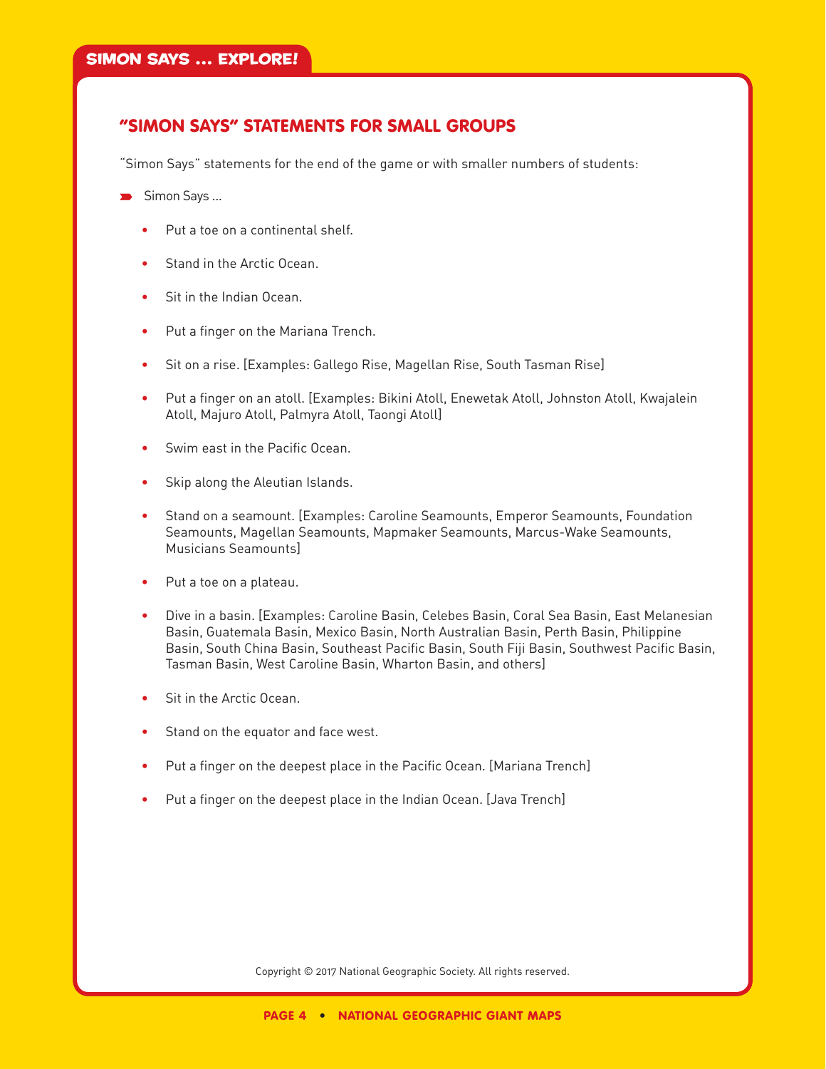## "SIMON SAYS" STATEMENTS FOR SMALL GROUPS

"Simon Says" statements for the end of the game or with smaller numbers of students:

- Simon Says ...
  - Put a toe on a continental shelf.
  - Stand in the Arctic Ocean.
  - Sit in the Indian Ocean.
  - Put a finger on the Mariana Trench.
  - Sit on a rise. [Examples: Gallego Rise, Magellan Rise, South Tasman Rise]
  - Put a finger on an atoll. [Examples: Bikini Atoll, Enewetak Atoll, Johnston Atoll, Kwajalein Atoll, Majuro Atoll, Palmyra Atoll, Taongi Atoll]
  - Swim east in the Pacific Ocean.
  - Skip along the Aleutian Islands.
  - Stand on a seamount. [Examples: Caroline Seamounts, Emperor Seamounts, Foundation Seamounts, Magellan Seamounts, Mapmaker Seamounts, Marcus-Wake Seamounts, Musicians Seamounts]
  - Put a toe on a plateau.
  - Dive in a basin. [Examples: Caroline Basin, Celebes Basin, Coral Sea Basin, East Melanesian Basin, Guatemala Basin, Mexico Basin, North Australian Basin, Perth Basin, Philippine Basin, South China Basin, Southeast Pacific Basin, South Fiji Basin, Southwest Pacific Basin, Tasman Basin, West Caroline Basin, Wharton Basin, and others]
  - Sit in the Arctic Ocean.
  - Stand on the equator and face west.
  - Put a finger on the deepest place in the Pacific Ocean. [Mariana Trench]
  - Put a finger on the deepest place in the Indian Ocean. [Java Trench]

Copyright © 2017 National Geographic Society. All rights reserved.